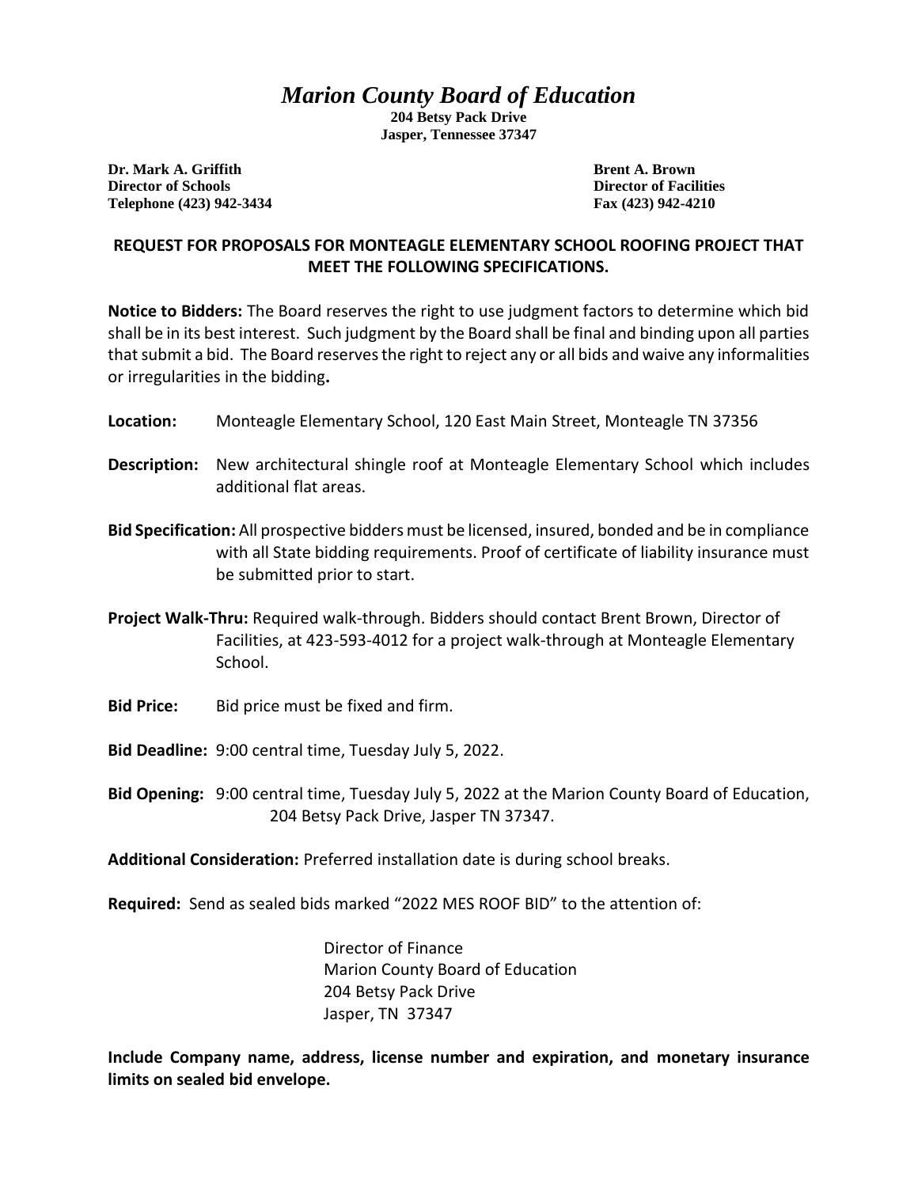# *Marion County Board of Education*

**204 Betsy Pack Drive**
**Jasper, Tennessee 37347**

**Dr. Mark A. Griffith**
**Director of Schools**
**Telephone (423) 942-3434**

**Brent A. Brown**
**Director of Facilities**
**Fax (423) 942-4210**

## REQUEST FOR PROPOSALS FOR MONTEAGLE ELEMENTARY SCHOOL ROOFING PROJECT THAT MEET THE FOLLOWING SPECIFICATIONS.

**Notice to Bidders:** The Board reserves the right to use judgment factors to determine which bid shall be in its best interest. Such judgment by the Board shall be final and binding upon all parties that submit a bid. The Board reserves the right to reject any or all bids and waive any informalities or irregularities in the bidding**.**

**Location:** Monteagle Elementary School, 120 East Main Street, Monteagle TN 37356

**Description:** New architectural shingle roof at Monteagle Elementary School which includes additional flat areas.

**Bid Specification:** All prospective bidders must be licensed, insured, bonded and be in compliance with all State bidding requirements. Proof of certificate of liability insurance must be submitted prior to start.

**Project Walk-Thru:** Required walk-through. Bidders should contact Brent Brown, Director of Facilities, at 423-593-4012 for a project walk-through at Monteagle Elementary School.

**Bid Price:** Bid price must be fixed and firm.

**Bid Deadline:** 9:00 central time, Tuesday July 5, 2022.

**Bid Opening:** 9:00 central time, Tuesday July 5, 2022 at the Marion County Board of Education, 204 Betsy Pack Drive, Jasper TN 37347.

**Additional Consideration:** Preferred installation date is during school breaks.

**Required:** Send as sealed bids marked "2022 MES ROOF BID" to the attention of:

Director of Finance
Marion County Board of Education
204 Betsy Pack Drive
Jasper, TN 37347

**Include Company name, address, license number and expiration, and monetary insurance limits on sealed bid envelope.**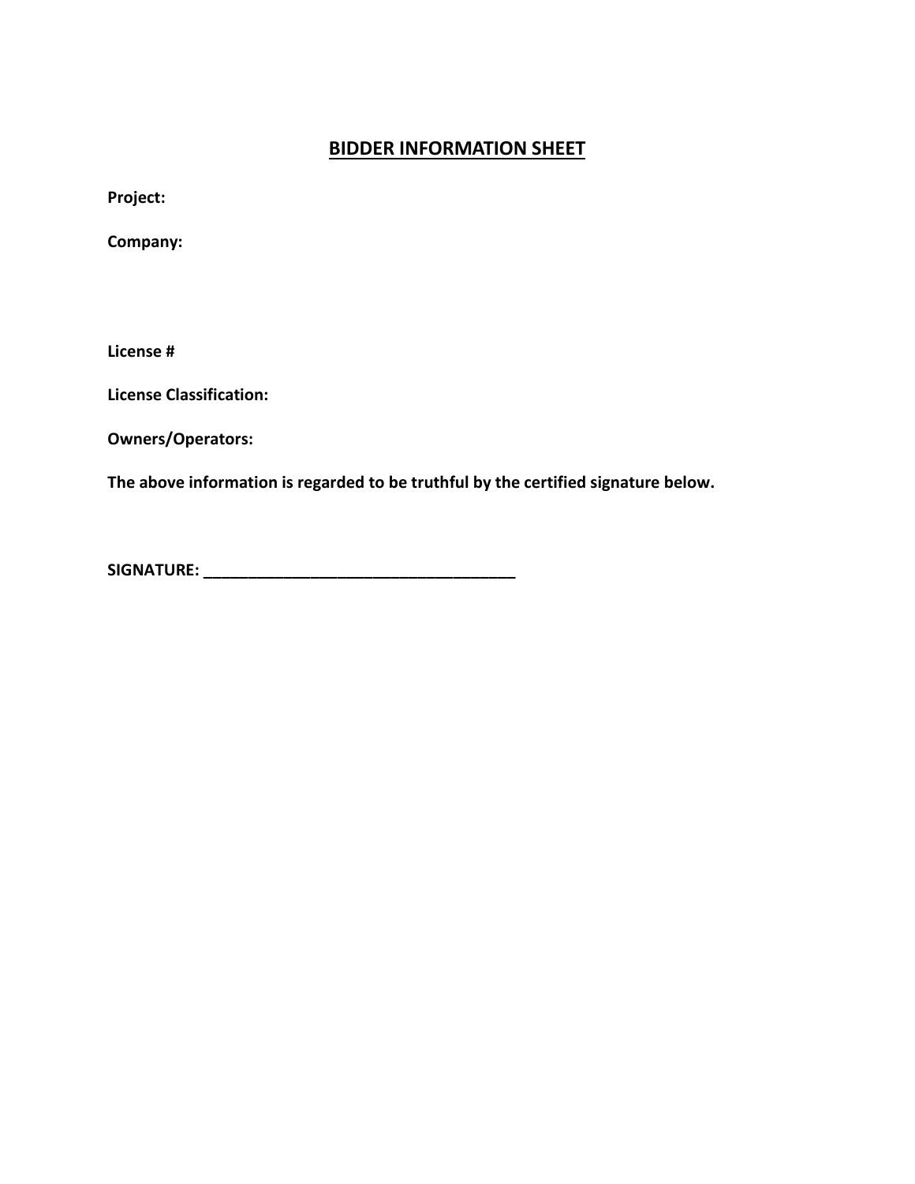## BIDDER INFORMATION SHEET

**Project:**

**Company:**

**License #**

**License Classification:**

**Owners/Operators:**

**The above information is regarded to be truthful by the certified signature below.**

**SIGNATURE: ___________________________________**